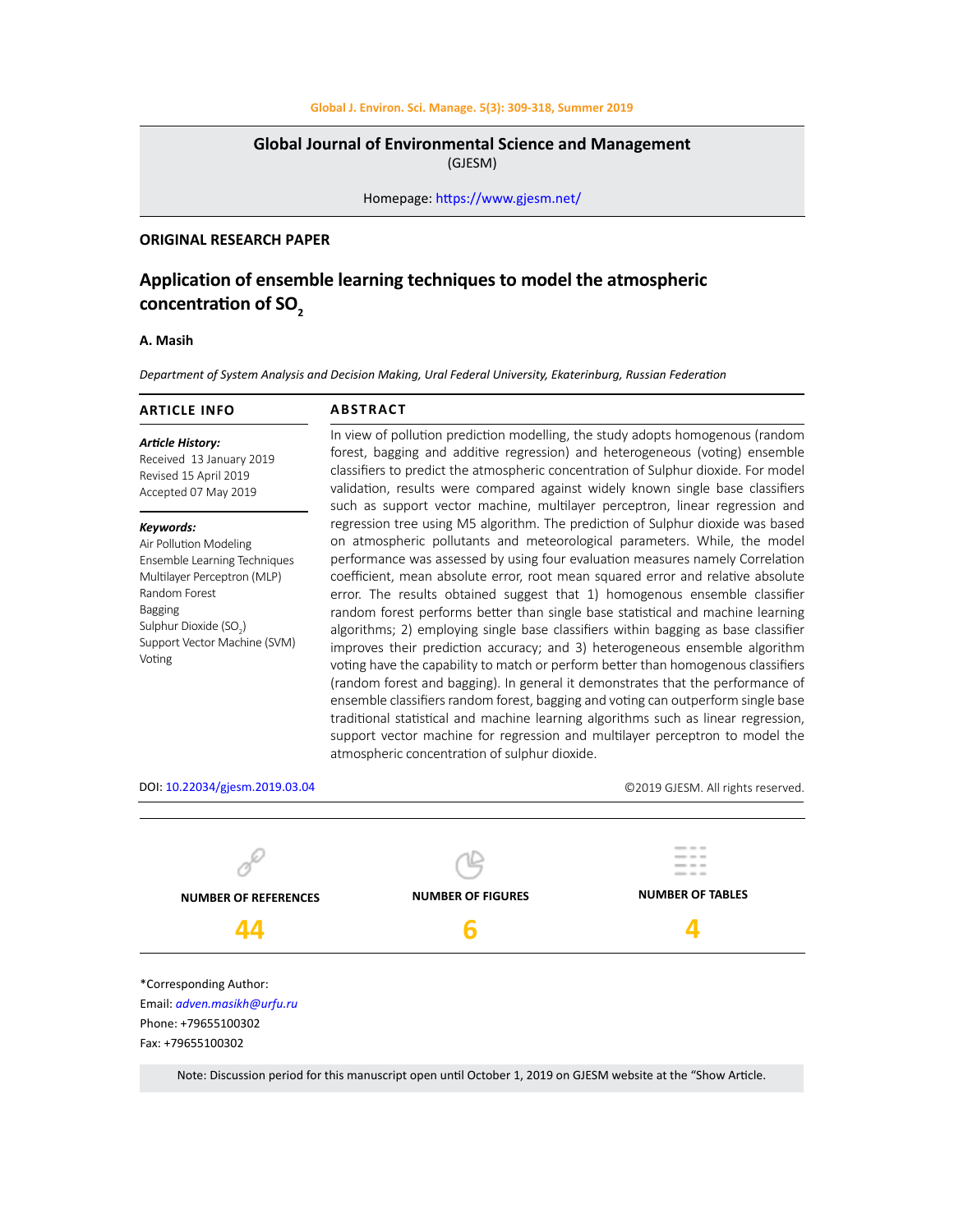**Global Journal of Environmental Science and Management**
(GJESM)

Homepage: https://www.gjesm.net/

**ORIGINAL RESEARCH PAPER**

# Application of ensemble learning techniques to model the atmospheric concentration of $SO_2$

**A. Masih**

*Department of System Analysis and Decision Making, Ural Federal University, Ekaterinburg, Russian Federation*

## ARTICLE INFO

***Article History:***
Received 13 January 2019
Revised 15 April 2019
Accepted 07 May 2019

***Keywords:***
Air Pollution Modeling
Ensemble Learning Techniques
Multilayer Perceptron (MLP)
Random Forest
Bagging
Sulphur Dioxide ($SO_2$)
Support Vector Machine (SVM)
Voting

## ABSTRACT

In view of pollution prediction modelling, the study adopts homogenous (random forest, bagging and additive regression) and heterogeneous (voting) ensemble classifiers to predict the atmospheric concentration of Sulphur dioxide. For model validation, results were compared against widely known single base classifiers such as support vector machine, multilayer perceptron, linear regression and regression tree using M5 algorithm. The prediction of Sulphur dioxide was based on atmospheric pollutants and meteorological parameters. While, the model performance was assessed by using four evaluation measures namely Correlation coefficient, mean absolute error, root mean squared error and relative absolute error. The results obtained suggest that 1) homogenous ensemble classifier random forest performs better than single base statistical and machine learning algorithms; 2) employing single base classifiers within bagging as base classifier improves their prediction accuracy; and 3) heterogeneous ensemble algorithm voting have the capability to match or perform better than homogenous classifiers (random forest and bagging). In general it demonstrates that the performance of ensemble classifiers random forest, bagging and voting can outperform single base traditional statistical and machine learning algorithms such as linear regression, support vector machine for regression and multilayer perceptron to model the atmospheric concentration of sulphur dioxide.

DOI: 10.22034/gjesm.2019.03.04

©2019 GJESM. All rights reserved.

| NUMBER OF REFERENCES | NUMBER OF FIGURES | NUMBER OF TABLES |
|---|---|---|
| 44 | 6 | 4 |

*Corresponding Author:
Email: *adven.masikh@urfu.ru*
Phone: +79655100302
Fax: +79655100302

Note: Discussion period for this manuscript open until October 1, 2019 on GJESM website at the "Show Article.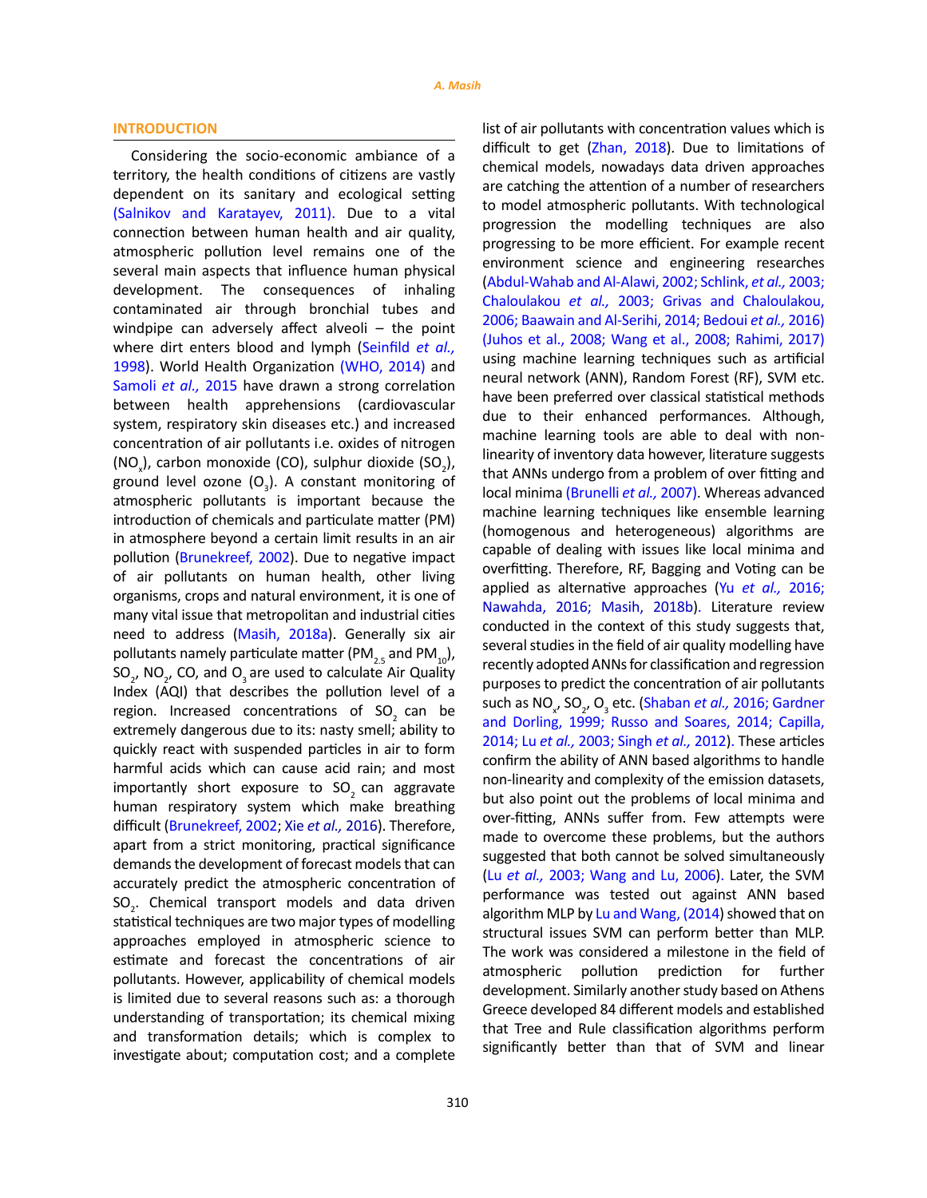## INTRODUCTION

Considering the socio-economic ambiance of a territory, the health conditions of citizens are vastly dependent on its sanitary and ecological setting (Salnikov and Karatayev, 2011). Due to a vital connection between human health and air quality, atmospheric pollution level remains one of the several main aspects that influence human physical development. The consequences of inhaling contaminated air through bronchial tubes and windpipe can adversely affect alveoli – the point where dirt enters blood and lymph (Seinfild *et al.,* 1998). World Health Organization (WHO, 2014) and Samoli *et al.,* 2015 have drawn a strong correlation between health apprehensions (cardiovascular system, respiratory skin diseases etc.) and increased concentration of air pollutants i.e. oxides of nitrogen ($NO_x$), carbon monoxide (CO), sulphur dioxide ($SO_2$), ground level ozone ($O_3$). A constant monitoring of atmospheric pollutants is important because the introduction of chemicals and particulate matter (PM) in atmosphere beyond a certain limit results in an air pollution (Brunekreef, 2002). Due to negative impact of air pollutants on human health, other living organisms, crops and natural environment, it is one of many vital issue that metropolitan and industrial cities need to address (Masih, 2018a). Generally six air pollutants namely particulate matter ($PM_{2.5}$ and $PM_{10}$), $SO_2$, $NO_2$, CO, and $O_3$ are used to calculate Air Quality Index (AQI) that describes the pollution level of a region. Increased concentrations of $SO_2$ can be extremely dangerous due to its: nasty smell; ability to quickly react with suspended particles in air to form harmful acids which can cause acid rain; and most importantly short exposure to $SO_2$ can aggravate human respiratory system which make breathing difficult (Brunekreef, 2002; Xie *et al.,* 2016). Therefore, apart from a strict monitoring, practical significance demands the development of forecast models that can accurately predict the atmospheric concentration of $SO_2$. Chemical transport models and data driven statistical techniques are two major types of modelling approaches employed in atmospheric science to estimate and forecast the concentrations of air pollutants. However, applicability of chemical models is limited due to several reasons such as: a thorough understanding of transportation; its chemical mixing and transformation details; which is complex to investigate about; computation cost; and a complete list of air pollutants with concentration values which is difficult to get (Zhan, 2018). Due to limitations of chemical models, nowadays data driven approaches are catching the attention of a number of researchers to model atmospheric pollutants. With technological progression the modelling techniques are also progressing to be more efficient. For example recent environment science and engineering researches (Abdul-Wahab and Al-Alawi, 2002; Schlink, *et al.,* 2003; Chaloulakou *et al.,* 2003; Grivas and Chaloulakou, 2006; Baawain and Al-Serihi, 2014; Bedoui *et al.,* 2016) (Juhos et al., 2008; Wang et al., 2008; Rahimi, 2017) using machine learning techniques such as artificial neural network (ANN), Random Forest (RF), SVM etc. have been preferred over classical statistical methods due to their enhanced performances. Although, machine learning tools are able to deal with non-linearity of inventory data however, literature suggests that ANNs undergo from a problem of over fitting and local minima (Brunelli *et al.,* 2007). Whereas advanced machine learning techniques like ensemble learning (homogenous and heterogeneous) algorithms are capable of dealing with issues like local minima and overfitting. Therefore, RF, Bagging and Voting can be applied as alternative approaches (Yu *et al.,* 2016; Nawahda, 2016; Masih, 2018b). Literature review conducted in the context of this study suggests that, several studies in the field of air quality modelling have recently adopted ANNs for classification and regression purposes to predict the concentration of air pollutants such as $NO_x$, $SO_2$, $O_3$ etc. (Shaban *et al.,* 2016; Gardner and Dorling, 1999; Russo and Soares, 2014; Capilla, 2014; Lu *et al.,* 2003; Singh *et al.,* 2012). These articles confirm the ability of ANN based algorithms to handle non-linearity and complexity of the emission datasets, but also point out the problems of local minima and over-fitting, ANNs suffer from. Few attempts were made to overcome these problems, but the authors suggested that both cannot be solved simultaneously (Lu *et al.,* 2003; Wang and Lu, 2006). Later, the SVM performance was tested out against ANN based algorithm MLP by Lu and Wang, (2014) showed that on structural issues SVM can perform better than MLP. The work was considered a milestone in the field of atmospheric pollution prediction for further development. Similarly another study based on Athens Greece developed 84 different models and established that Tree and Rule classification algorithms perform significantly better than that of SVM and linear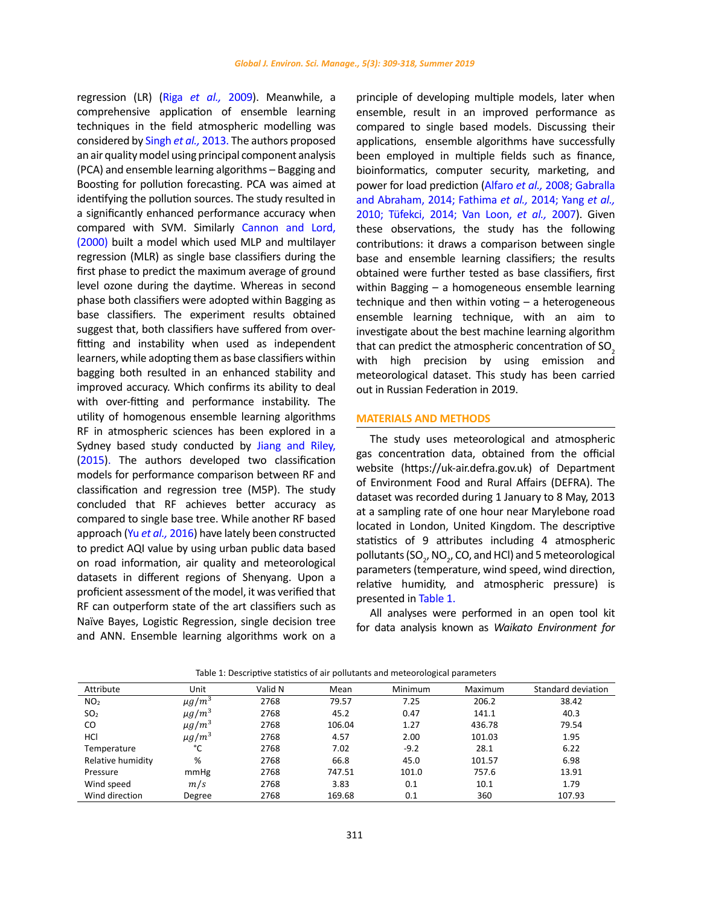regression (LR) (Riga *et al.,* 2009). Meanwhile, a comprehensive application of ensemble learning techniques in the field atmospheric modelling was considered by Singh *et al.,* 2013. The authors proposed an air quality model using principal component analysis (PCA) and ensemble learning algorithms – Bagging and Boosting for pollution forecasting. PCA was aimed at identifying the pollution sources. The study resulted in a significantly enhanced performance accuracy when compared with SVM. Similarly Cannon and Lord, (2000) built a model which used MLP and multilayer regression (MLR) as single base classifiers during the first phase to predict the maximum average of ground level ozone during the daytime. Whereas in second phase both classifiers were adopted within Bagging as base classifiers. The experiment results obtained suggest that, both classifiers have suffered from over-fitting and instability when used as independent learners, while adopting them as base classifiers within bagging both resulted in an enhanced stability and improved accuracy. Which confirms its ability to deal with over-fitting and performance instability. The utility of homogenous ensemble learning algorithms RF in atmospheric sciences has been explored in a Sydney based study conducted by Jiang and Riley, (2015). The authors developed two classification models for performance comparison between RF and classification and regression tree (M5P). The study concluded that RF achieves better accuracy as compared to single base tree. While another RF based approach (Yu *et al.,* 2016) have lately been constructed to predict AQI value by using urban public data based on road information, air quality and meteorological datasets in different regions of Shenyang. Upon a proficient assessment of the model, it was verified that RF can outperform state of the art classifiers such as Naïve Bayes, Logistic Regression, single decision tree and ANN. Ensemble learning algorithms work on a principle of developing multiple models, later when ensemble, result in an improved performance as compared to single based models. Discussing their applications, ensemble algorithms have successfully been employed in multiple fields such as finance, bioinformatics, computer security, marketing, and power for load prediction (Alfaro *et al.,* 2008; Gabralla and Abraham, 2014; Fathima *et al.,* 2014; Yang *et al.,* 2010; Tüfekci, 2014; Van Loon, *et al.,* 2007). Given these observations, the study has the following contributions: it draws a comparison between single base and ensemble learning classifiers; the results obtained were further tested as base classifiers, first within Bagging – a homogeneous ensemble learning technique and then within voting – a heterogeneous ensemble learning technique, with an aim to investigate about the best machine learning algorithm that can predict the atmospheric concentration of $SO_2$ with high precision by using emission and meteorological dataset. This study has been carried out in Russian Federation in 2019.

## MATERIALS AND METHODS

The study uses meteorological and atmospheric gas concentration data, obtained from the official website (https://uk-air.defra.gov.uk) of Department of Environment Food and Rural Affairs (DEFRA). The dataset was recorded during 1 January to 8 May, 2013 at a sampling rate of one hour near Marylebone road located in London, United Kingdom. The descriptive statistics of 9 attributes including 4 atmospheric pollutants ($SO_2$, $NO_2$, CO, and HCl) and 5 meteorological parameters (temperature, wind speed, wind direction, relative humidity, and atmospheric pressure) is presented in Table 1.

All analyses were performed in an open tool kit for data analysis known as *Waikato Environment for*

Table 1: Descriptive statistics of air pollutants and meteorological parameters

| Attribute | Unit | Valid N | Mean | Minimum | Maximum | Standard deviation |
|---|---|---|---|---|---|---|
| $NO_2$ | $\mu g/m^3$ | 2768 | 79.57 | 7.25 | 206.2 | 38.42 |
| $SO_2$ | $\mu g/m^3$ | 2768 | 45.2 | 0.47 | 141.1 | 40.3 |
| CO | $\mu g/m^3$ | 2768 | 106.04 | 1.27 | 436.78 | 79.54 |
| HCl | $\mu g/m^3$ | 2768 | 4.57 | 2.00 | 101.03 | 1.95 |
| Temperature | °C | 2768 | 7.02 | -9.2 | 28.1 | 6.22 |
| Relative humidity | % | 2768 | 66.8 | 45.0 | 101.57 | 6.98 |
| Pressure | mmHg | 2768 | 747.51 | 101.0 | 757.6 | 13.91 |
| Wind speed | $m/s$ | 2768 | 3.83 | 0.1 | 10.1 | 1.79 |
| Wind direction | Degree | 2768 | 169.68 | 0.1 | 360 | 107.93 |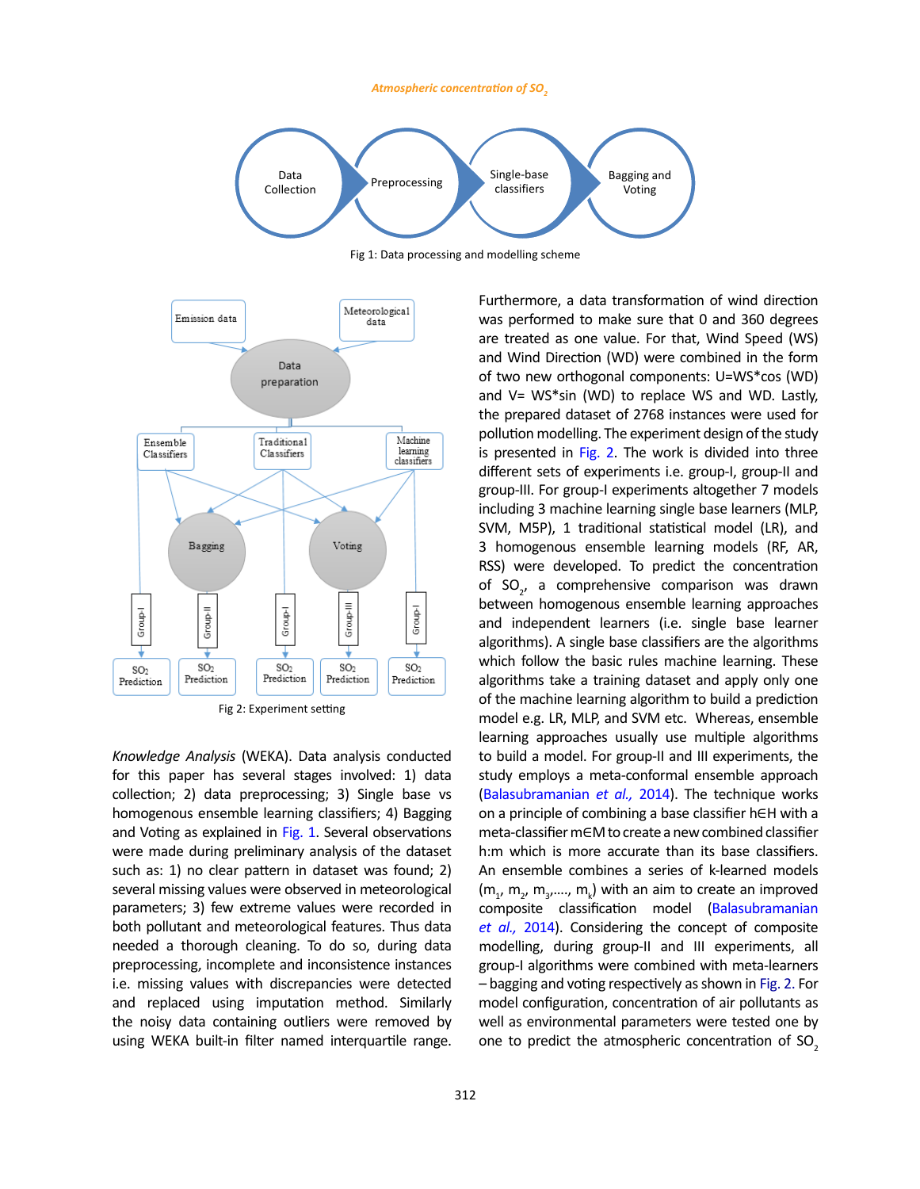Fig 1: Data processing and modelling scheme

Fig 2: Experiment setting

*Knowledge Analysis* (WEKA). Data analysis conducted for this paper has several stages involved: 1) data collection; 2) data preprocessing; 3) Single base vs homogenous ensemble learning classifiers; 4) Bagging and Voting as explained in Fig. 1. Several observations were made during preliminary analysis of the dataset such as: 1) no clear pattern in dataset was found; 2) several missing values were observed in meteorological parameters; 3) few extreme values were recorded in both pollutant and meteorological features. Thus data needed a thorough cleaning. To do so, during data preprocessing, incomplete and inconsistence instances i.e. missing values with discrepancies were detected and replaced using imputation method. Similarly the noisy data containing outliers were removed by using WEKA built-in filter named interquartile range.

Furthermore, a data transformation of wind direction was performed to make sure that 0 and 360 degrees are treated as one value. For that, Wind Speed (WS) and Wind Direction (WD) were combined in the form of two new orthogonal components: U=WS*cos (WD) and V= WS*sin (WD) to replace WS and WD. Lastly, the prepared dataset of 2768 instances were used for pollution modelling. The experiment design of the study is presented in Fig. 2. The work is divided into three different sets of experiments i.e. group-I, group-II and group-III. For group-I experiments altogether 7 models including 3 machine learning single base learners (MLP, SVM, M5P), 1 traditional statistical model (LR), and 3 homogenous ensemble learning models (RF, AR, RSS) were developed. To predict the concentration of $SO_2$, a comprehensive comparison was drawn between homogenous ensemble learning approaches and independent learners (i.e. single base learner algorithms). A single base classifiers are the algorithms which follow the basic rules machine learning. These algorithms take a training dataset and apply only one of the machine learning algorithm to build a prediction model e.g. LR, MLP, and SVM etc. Whereas, ensemble learning approaches usually use multiple algorithms to build a model. For group-II and III experiments, the study employs a meta-conformal ensemble approach (Balasubramanian *et al.,* 2014). The technique works on a principle of combining a base classifier $h \in H$ with a meta-classifier $m \in M$ to create a new combined classifier h:m which is more accurate than its base classifiers. An ensemble combines a series of k-learned models ($m_1$, $m_2$, $m_3$,...., $m_k$) with an aim to create an improved composite classification model (Balasubramanian *et al.,* 2014). Considering the concept of composite modelling, during group-II and III experiments, all group-I algorithms were combined with meta-learners – bagging and voting respectively as shown in Fig. 2. For model configuration, concentration of air pollutants as well as environmental parameters were tested one by one to predict the atmospheric concentration of $SO_2$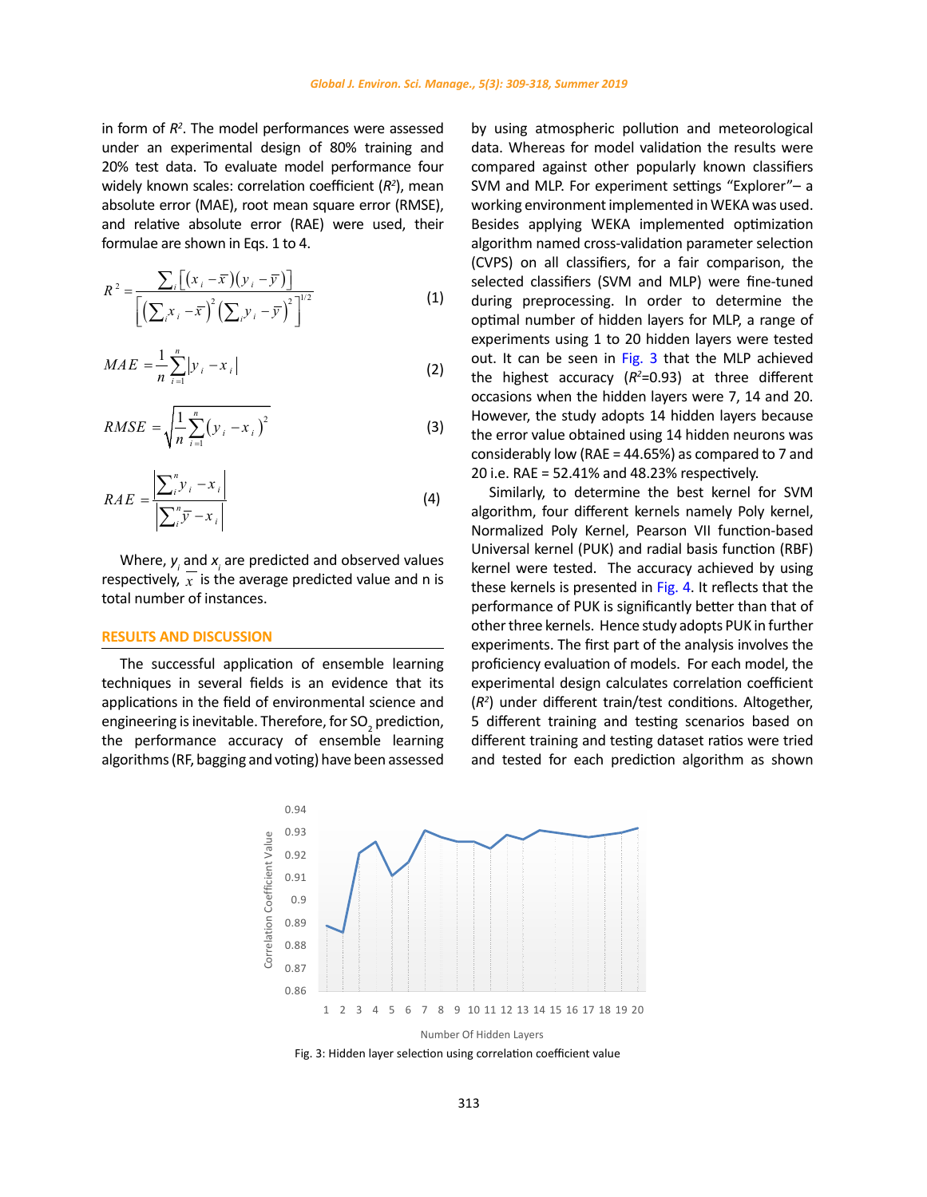in form of $R^2$. The model performances were assessed under an experimental design of 80% training and 20% test data. To evaluate model performance four widely known scales: correlation coefficient ($R^2$), mean absolute error (MAE), root mean square error (RMSE), and relative absolute error (RAE) were used, their formulae are shown in Eqs. 1 to 4.

$$R^2 = \frac{\sum_i \left[ (x_i - \bar{x})(y_i - \bar{y}) \right]}{\left[ \left( \sum_i x_i - \bar{x} \right)^2 \left( \sum_i y_i - \bar{y} \right)^2 \right]^{1/2}} \quad (1)$$

$$MAE = \frac{1}{n} \sum_{i=1}^{n} \left| y_i - x_i \right| \quad (2)$$

$$RMSE = \sqrt{\frac{1}{n} \sum_{i=1}^{n} (y_i - x_i)^2} \quad (3)$$

$$RAE = \frac{\left| \sum_i^n y_i - x_i \right|}{\left| \sum_i^n \bar{y} - x_i \right|} \quad (4)$$

Where, $y_i$ and $x_i$ are predicted and observed values respectively, $\bar{x}$ is the average predicted value and n is total number of instances.

## RESULTS AND DISCUSSION

The successful application of ensemble learning techniques in several fields is an evidence that its applications in the field of environmental science and engineering is inevitable. Therefore, for $SO_2$ prediction, the performance accuracy of ensemble learning algorithms (RF, bagging and voting) have been assessed by using atmospheric pollution and meteorological data. Whereas for model validation the results were compared against other popularly known classifiers SVM and MLP. For experiment settings "Explorer"– a working environment implemented in WEKA was used. Besides applying WEKA implemented optimization algorithm named cross-validation parameter selection (CVPS) on all classifiers, for a fair comparison, the selected classifiers (SVM and MLP) were fine-tuned during preprocessing. In order to determine the optimal number of hidden layers for MLP, a range of experiments using 1 to 20 hidden layers were tested out. It can be seen in Fig. 3 that the MLP achieved the highest accuracy ($R^2$=0.93) at three different occasions when the hidden layers were 7, 14 and 20. However, the study adopts 14 hidden layers because the error value obtained using 14 hidden neurons was considerably low (RAE = 44.65%) as compared to 7 and 20 i.e. RAE = 52.41% and 48.23% respectively.

Similarly, to determine the best kernel for SVM algorithm, four different kernels namely Poly kernel, Normalized Poly Kernel, Pearson VII function-based Universal kernel (PUK) and radial basis function (RBF) kernel were tested. The accuracy achieved by using these kernels is presented in Fig. 4. It reflects that the performance of PUK is significantly better than that of other three kernels. Hence study adopts PUK in further experiments. The first part of the analysis involves the proficiency evaluation of models. For each model, the experimental design calculates correlation coefficient ($R^2$) under different train/test conditions. Altogether, 5 different training and testing scenarios based on different training and testing dataset ratios were tried and tested for each prediction algorithm as shown

Fig. 3: Hidden layer selection using correlation coefficient value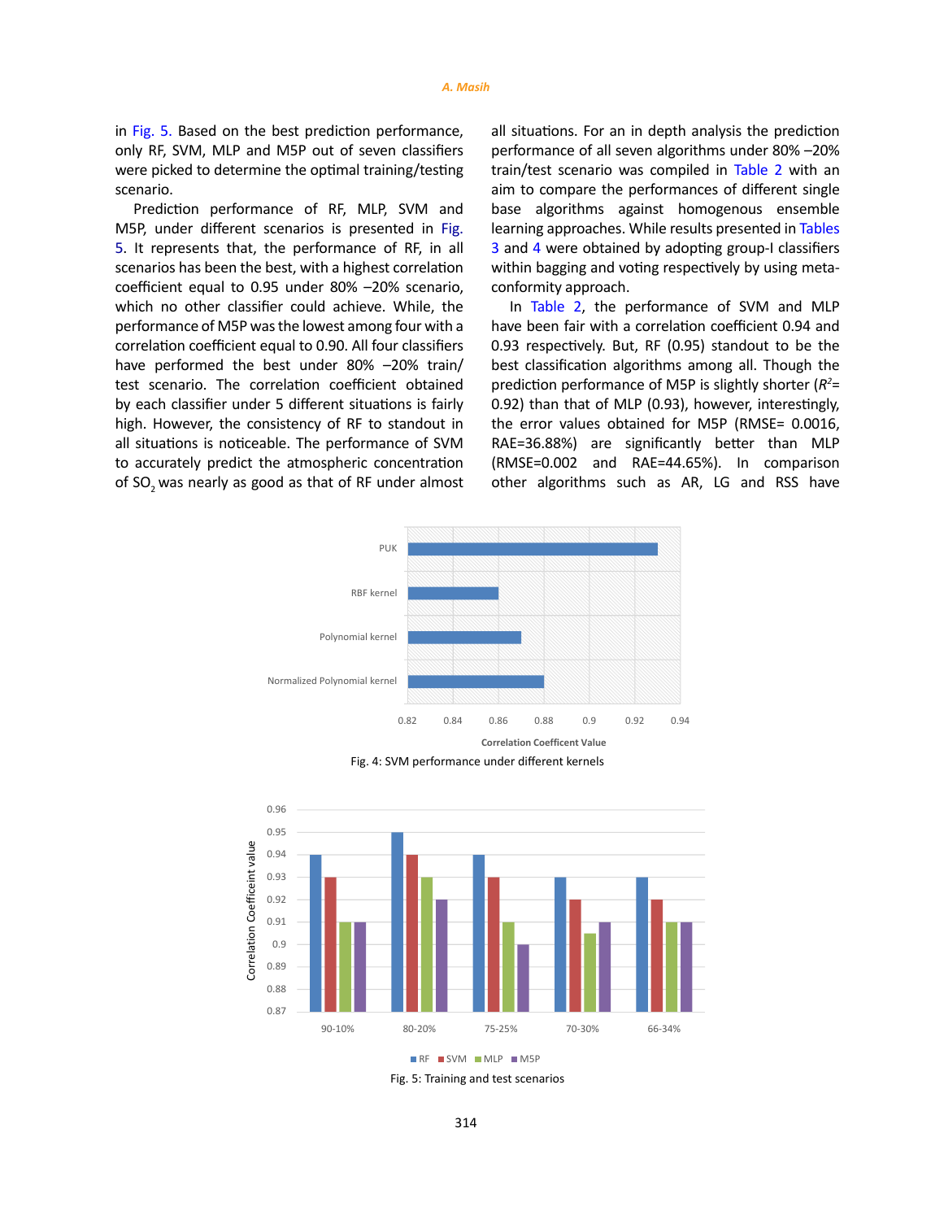in Fig. 5. Based on the best prediction performance, only RF, SVM, MLP and M5P out of seven classifiers were picked to determine the optimal training/testing scenario.

Prediction performance of RF, MLP, SVM and M5P, under different scenarios is presented in Fig. 5. It represents that, the performance of RF, in all scenarios has been the best, with a highest correlation coefficient equal to 0.95 under 80% –20% scenario, which no other classifier could achieve. While, the performance of M5P was the lowest among four with a correlation coefficient equal to 0.90. All four classifiers have performed the best under 80% –20% train/test scenario. The correlation coefficient obtained by each classifier under 5 different situations is fairly high. However, the consistency of RF to standout in all situations is noticeable. The performance of SVM to accurately predict the atmospheric concentration of $SO_2$ was nearly as good as that of RF under almost all situations. For an in depth analysis the prediction performance of all seven algorithms under 80% –20% train/test scenario was compiled in Table 2 with an aim to compare the performances of different single base algorithms against homogenous ensemble learning approaches. While results presented in Tables 3 and 4 were obtained by adopting group-I classifiers within bagging and voting respectively by using meta-conformity approach.

In Table 2, the performance of SVM and MLP have been fair with a correlation coefficient 0.94 and 0.93 respectively. But, RF (0.95) standout to be the best classification algorithms among all. Though the prediction performance of M5P is slightly shorter ($R^2$= 0.92) than that of MLP (0.93), however, interestingly, the error values obtained for M5P (RMSE= 0.0016, RAE=36.88%) are significantly better than MLP (RMSE=0.002 and RAE=44.65%). In comparison other algorithms such as AR, LG and RSS have

Fig. 4: SVM performance under different kernels

Fig. 5: Training and test scenarios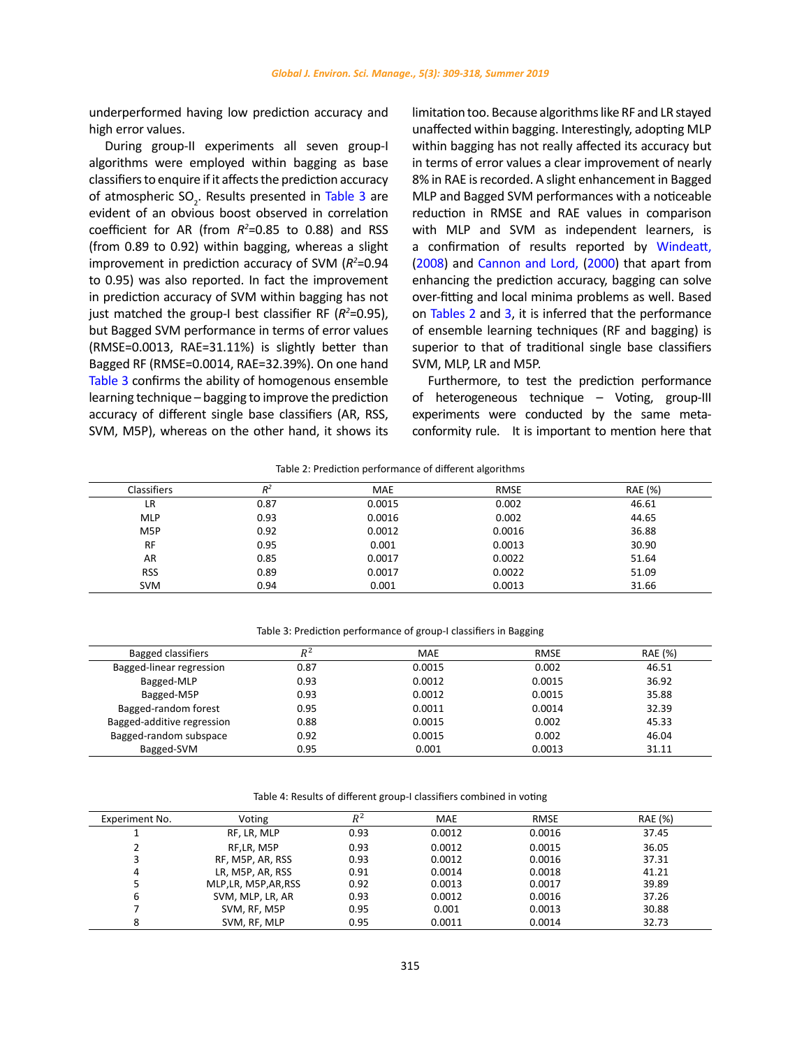underperformed having low prediction accuracy and high error values.

During group-II experiments all seven group-I algorithms were employed within bagging as base classifiers to enquire if it affects the prediction accuracy of atmospheric $SO_2$. Results presented in Table 3 are evident of an obvious boost observed in correlation coefficient for AR (from $R^2$=0.85 to 0.88) and RSS (from 0.89 to 0.92) within bagging, whereas a slight improvement in prediction accuracy of SVM ($R^2$=0.94 to 0.95) was also reported. In fact the improvement in prediction accuracy of SVM within bagging has not just matched the group-I best classifier RF ($R^2$=0.95), but Bagged SVM performance in terms of error values (RMSE=0.0013, RAE=31.11%) is slightly better than Bagged RF (RMSE=0.0014, RAE=32.39%). On one hand Table 3 confirms the ability of homogenous ensemble learning technique – bagging to improve the prediction accuracy of different single base classifiers (AR, RSS, SVM, M5P), whereas on the other hand, it shows its limitation too. Because algorithms like RF and LR stayed unaffected within bagging. Interestingly, adopting MLP within bagging has not really affected its accuracy but in terms of error values a clear improvement of nearly 8% in RAE is recorded. A slight enhancement in Bagged MLP and Bagged SVM performances with a noticeable reduction in RMSE and RAE values in comparison with MLP and SVM as independent learners, is a confirmation of results reported by Windeatt, (2008) and Cannon and Lord, (2000) that apart from enhancing the prediction accuracy, bagging can solve over-fitting and local minima problems as well. Based on Tables 2 and 3, it is inferred that the performance of ensemble learning techniques (RF and bagging) is superior to that of traditional single base classifiers SVM, MLP, LR and M5P.

Furthermore, to test the prediction performance of heterogeneous technique – Voting, group-III experiments were conducted by the same meta-conformity rule. It is important to mention here that

Table 2: Prediction performance of different algorithms

| Classifiers | $R^2$ | MAE | RMSE | RAE (%) |
|---|---|---|---|---|
| LR | 0.87 | 0.0015 | 0.002 | 46.61 |
| MLP | 0.93 | 0.0016 | 0.002 | 44.65 |
| M5P | 0.92 | 0.0012 | 0.0016 | 36.88 |
| RF | 0.95 | 0.001 | 0.0013 | 30.90 |
| AR | 0.85 | 0.0017 | 0.0022 | 51.64 |
| RSS | 0.89 | 0.0017 | 0.0022 | 51.09 |
| SVM | 0.94 | 0.001 | 0.0013 | 31.66 |

Table 3: Prediction performance of group-I classifiers in Bagging

| Bagged classifiers | $R^2$ | MAE | RMSE | RAE (%) |
|---|---|---|---|---|
| Bagged-linear regression | 0.87 | 0.0015 | 0.002 | 46.51 |
| Bagged-MLP | 0.93 | 0.0012 | 0.0015 | 36.92 |
| Bagged-M5P | 0.93 | 0.0012 | 0.0015 | 35.88 |
| Bagged-random forest | 0.95 | 0.0011 | 0.0014 | 32.39 |
| Bagged-additive regression | 0.88 | 0.0015 | 0.002 | 45.33 |
| Bagged-random subspace | 0.92 | 0.0015 | 0.002 | 46.04 |
| Bagged-SVM | 0.95 | 0.001 | 0.0013 | 31.11 |

Table 4: Results of different group-I classifiers combined in voting

| Experiment No. | Voting | $R^2$ | MAE | RMSE | RAE (%) |
|---|---|---|---|---|---|
| 1 | RF, LR, MLP | 0.93 | 0.0012 | 0.0016 | 37.45 |
| 2 | RF,LR, M5P | 0.93 | 0.0012 | 0.0015 | 36.05 |
| 3 | RF, M5P, AR, RSS | 0.93 | 0.0012 | 0.0016 | 37.31 |
| 4 | LR, M5P, AR, RSS | 0.91 | 0.0014 | 0.0018 | 41.21 |
| 5 | MLP,LR, M5P,AR,RSS | 0.92 | 0.0013 | 0.0017 | 39.89 |
| 6 | SVM, MLP, LR, AR | 0.93 | 0.0012 | 0.0016 | 37.26 |
| 7 | SVM, RF, M5P | 0.95 | 0.001 | 0.0013 | 30.88 |
| 8 | SVM, RF, MLP | 0.95 | 0.0011 | 0.0014 | 32.73 |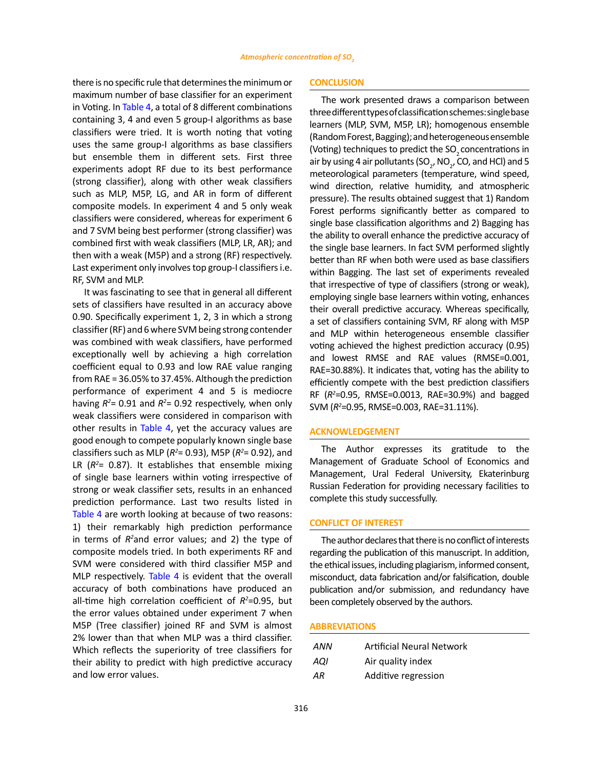there is no specific rule that determines the minimum or maximum number of base classifier for an experiment in Voting. In Table 4, a total of 8 different combinations containing 3, 4 and even 5 group-I algorithms as base classifiers were tried. It is worth noting that voting uses the same group-I algorithms as base classifiers but ensemble them in different sets. First three experiments adopt RF due to its best performance (strong classifier), along with other weak classifiers such as MLP, M5P, LG, and AR in form of different composite models. In experiment 4 and 5 only weak classifiers were considered, whereas for experiment 6 and 7 SVM being best performer (strong classifier) was combined first with weak classifiers (MLP, LR, AR); and then with a weak (M5P) and a strong (RF) respectively. Last experiment only involves top group-I classifiers i.e. RF, SVM and MLP.

It was fascinating to see that in general all different sets of classifiers have resulted in an accuracy above 0.90. Specifically experiment 1, 2, 3 in which a strong classifier (RF) and 6 where SVM being strong contender was combined with weak classifiers, have performed exceptionally well by achieving a high correlation coefficient equal to 0.93 and low RAE value ranging from RAE = 36.05% to 37.45%. Although the prediction performance of experiment 4 and 5 is mediocre having $R^2$= 0.91 and $R^2$= 0.92 respectively, when only weak classifiers were considered in comparison with other results in Table 4, yet the accuracy values are good enough to compete popularly known single base classifiers such as MLP ($R^2$= 0.93), M5P ($R^2$= 0.92), and LR ($R^2$= 0.87). It establishes that ensemble mixing of single base learners within voting irrespective of strong or weak classifier sets, results in an enhanced prediction performance. Last two results listed in Table 4 are worth looking at because of two reasons: 1) their remarkably high prediction performance in terms of $R^2$and error values; and 2) the type of composite models tried. In both experiments RF and SVM were considered with third classifier M5P and MLP respectively. Table 4 is evident that the overall accuracy of both combinations have produced an all-time high correlation coefficient of $R^2$=0.95, but the error values obtained under experiment 7 when M5P (Tree classifier) joined RF and SVM is almost 2% lower than that when MLP was a third classifier. Which reflects the superiority of tree classifiers for their ability to predict with high predictive accuracy and low error values.

## CONCLUSION

The work presented draws a comparison between three different types of classification schemes: single base learners (MLP, SVM, M5P, LR); homogenous ensemble (Random Forest, Bagging); and heterogeneous ensemble (Voting) techniques to predict the $SO_2$ concentrations in air by using 4 air pollutants ($SO_2$, $NO_2$, CO, and HCl) and 5 meteorological parameters (temperature, wind speed, wind direction, relative humidity, and atmospheric pressure). The results obtained suggest that 1) Random Forest performs significantly better as compared to single base classification algorithms and 2) Bagging has the ability to overall enhance the predictive accuracy of the single base learners. In fact SVM performed slightly better than RF when both were used as base classifiers within Bagging. The last set of experiments revealed that irrespective of type of classifiers (strong or weak), employing single base learners within voting, enhances their overall predictive accuracy. Whereas specifically, a set of classifiers containing SVM, RF along with M5P and MLP within heterogeneous ensemble classifier voting achieved the highest prediction accuracy (0.95) and lowest RMSE and RAE values (RMSE=0.001, RAE=30.88%). It indicates that, voting has the ability to efficiently compete with the best prediction classifiers RF ($R^2$=0.95, RMSE=0.0013, RAE=30.9%) and bagged SVM ($R^2$=0.95, RMSE=0.003, RAE=31.11%).

## ACKNOWLEDGEMENT

The Author expresses its gratitude to the Management of Graduate School of Economics and Management, Ural Federal University, Ekaterinburg Russian Federation for providing necessary facilities to complete this study successfully.

## CONFLICT OF INTEREST

The author declares that there is no conflict of interests regarding the publication of this manuscript. In addition, the ethical issues, including plagiarism, informed consent, misconduct, data fabrication and/or falsification, double publication and/or submission, and redundancy have been completely observed by the authors.

## ABBREVIATIONS

| | |
|---|---|
| *ANN* | Artificial Neural Network |
| *AQI* | Air quality index |
| *AR* | Additive regression |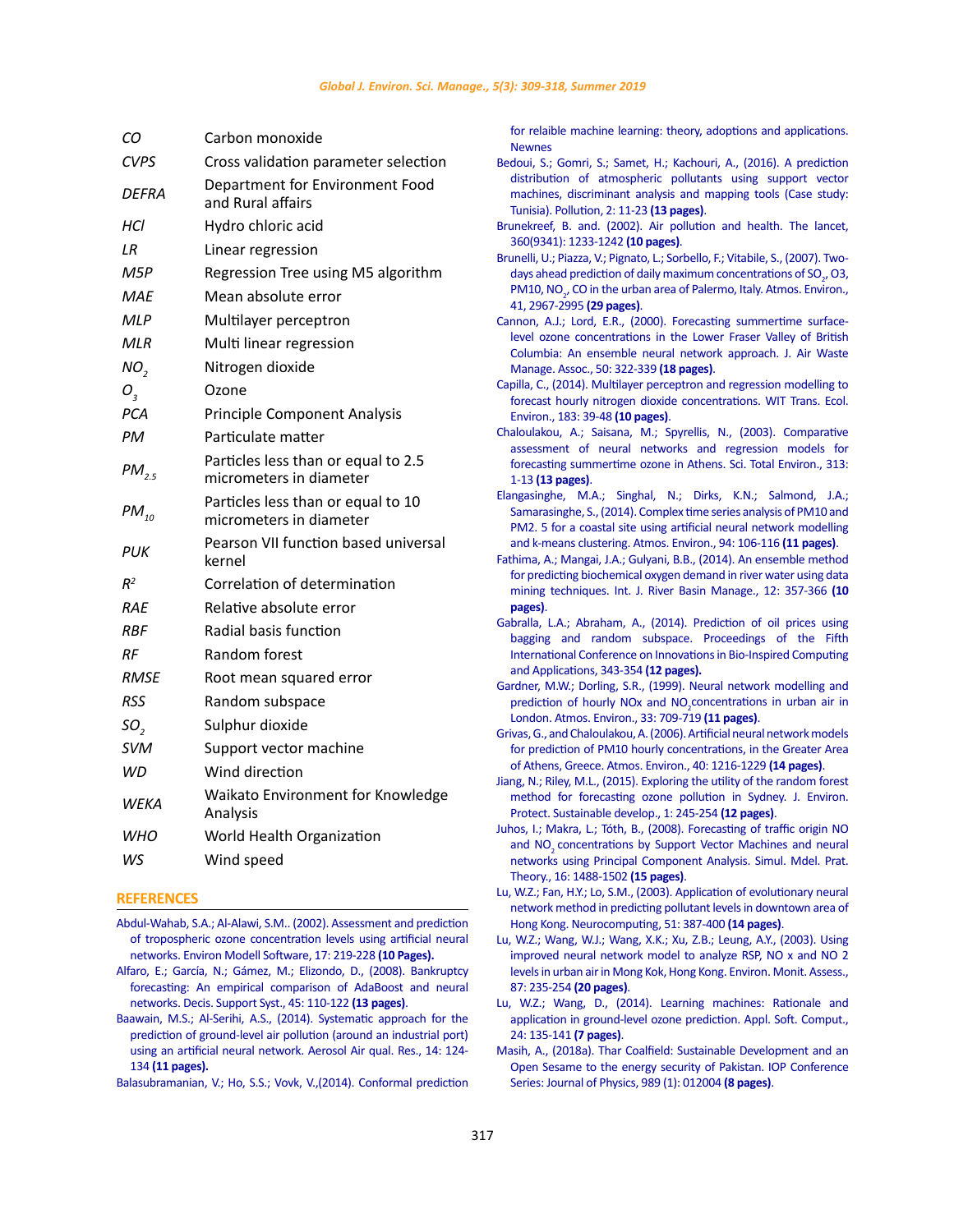| | |
|---|---|
| *CO* | Carbon monoxide |
| *CVPS* | Cross validation parameter selection |
| *DEFRA* | Department for Environment Food and Rural affairs |
| *HCl* | Hydro chloric acid |
| *LR* | Linear regression |
| *M5P* | Regression Tree using M5 algorithm |
| *MAE* | Mean absolute error |
| *MLP* | Multilayer perceptron |
| *MLR* | Multi linear regression |
| $NO_2$ | Nitrogen dioxide |
| $O_3$ | Ozone |
| *PCA* | Principle Component Analysis |
| *PM* | Particulate matter |
| $PM_{2.5}$ | Particles less than or equal to 2.5 micrometers in diameter |
| $PM_{10}$ | Particles less than or equal to 10 micrometers in diameter |
| *PUK* | Pearson VII function based universal kernel |
| $R^2$ | Correlation of determination |
| *RAE* | Relative absolute error |
| *RBF* | Radial basis function |
| *RF* | Random forest |
| *RMSE* | Root mean squared error |
| *RSS* | Random subspace |
| $SO_2$ | Sulphur dioxide |
| *SVM* | Support vector machine |
| *WD* | Wind direction |
| *WEKA* | Waikato Environment for Knowledge Analysis |
| *WHO* | World Health Organization |
| *WS* | Wind speed |

## REFERENCES

Abdul-Wahab, S.A.; Al-Alawi, S.M.. (2002). Assessment and prediction of tropospheric ozone concentration levels using artificial neural networks. Environ Modell Software, 17: 219-228 **(10 Pages).**

Alfaro, E.; García, N.; Gámez, M.; Elizondo, D., (2008). Bankruptcy forecasting: An empirical comparison of AdaBoost and neural networks. Decis. Support Syst., 45: 110-122 **(13 pages)**.

Baawain, M.S.; Al-Serihi, A.S., (2014). Systematic approach for the prediction of ground-level air pollution (around an industrial port) using an artificial neural network. Aerosol Air qual. Res., 14: 124-134 **(11 pages).**

Balasubramanian, V.; Ho, S.S.; Vovk, V.,(2014). Conformal prediction for relaible machine learning: theory, adoptions and applications. Newnes

Bedoui, S.; Gomri, S.; Samet, H.; Kachouri, A., (2016). A prediction distribution of atmospheric pollutants using support vector machines, discriminant analysis and mapping tools (Case study: Tunisia). Pollution, 2: 11-23 **(13 pages)**.

Brunekreef, B. and. (2002). Air pollution and health. The lancet, 360(9341): 1233-1242 **(10 pages)**.

Brunelli, U.; Piazza, V.; Pignato, L.; Sorbello, F.; Vitabile, S., (2007). Two-days ahead prediction of daily maximum concentrations of $SO_2$, O3, PM10, $NO_2$, CO in the urban area of Palermo, Italy. Atmos. Environ., 41, 2967-2995 **(29 pages)**.

Cannon, A.J.; Lord, E.R., (2000). Forecasting summertime surface-level ozone concentrations in the Lower Fraser Valley of British Columbia: An ensemble neural network approach. J. Air Waste Manage. Assoc., 50: 322-339 **(18 pages)**.

Capilla, C., (2014). Multilayer perceptron and regression modelling to forecast hourly nitrogen dioxide concentrations. WIT Trans. Ecol. Environ., 183: 39-48 **(10 pages)**.

Chaloulakou, A.; Saisana, M.; Spyrellis, N., (2003). Comparative assessment of neural networks and regression models for forecasting summertime ozone in Athens. Sci. Total Environ., 313: 1-13 **(13 pages)**.

Elangasinghe, M.A.; Singhal, N.; Dirks, K.N.; Salmond, J.A.; Samarasinghe, S., (2014). Complex time series analysis of PM10 and PM2. 5 for a coastal site using artificial neural network modelling and k-means clustering. Atmos. Environ., 94: 106-116 **(11 pages)**.

Fathima, A.; Mangai, J.A.; Gulyani, B.B., (2014). An ensemble method for predicting biochemical oxygen demand in river water using data mining techniques. Int. J. River Basin Manage., 12: 357-366 **(10 pages)**.

Gabralla, L.A.; Abraham, A., (2014). Prediction of oil prices using bagging and random subspace. Proceedings of the Fifth International Conference on Innovations in Bio-Inspired Computing and Applications, 343-354 **(12 pages).**

Gardner, M.W.; Dorling, S.R., (1999). Neural network modelling and prediction of hourly NOx and $NO_2$concentrations in urban air in London. Atmos. Environ., 33: 709-719 **(11 pages)**.

Grivas, G., and Chaloulakou, A. (2006). Artificial neural network models for prediction of PM10 hourly concentrations, in the Greater Area of Athens, Greece. Atmos. Environ., 40: 1216-1229 **(14 pages)**.

Jiang, N.; Riley, M.L., (2015). Exploring the utility of the random forest method for forecasting ozone pollution in Sydney. J. Environ. Protect. Sustainable develop., 1: 245-254 **(12 pages)**.

Juhos, I.; Makra, L.; Tóth, B., (2008). Forecasting of traffic origin NO and $NO_2$ concentrations by Support Vector Machines and neural networks using Principal Component Analysis. Simul. Mdel. Prat. Theory., 16: 1488-1502 **(15 pages)**.

Lu, W.Z.; Fan, H.Y.; Lo, S.M., (2003). Application of evolutionary neural network method in predicting pollutant levels in downtown area of Hong Kong. Neurocomputing, 51: 387-400 **(14 pages)**.

Lu, W.Z.; Wang, W.J.; Wang, X.K.; Xu, Z.B.; Leung, A.Y., (2003). Using improved neural network model to analyze RSP, NO x and NO 2 levels in urban air in Mong Kok, Hong Kong. Environ. Monit. Assess., 87: 235-254 **(20 pages)**.

Lu, W.Z.; Wang, D., (2014). Learning machines: Rationale and application in ground-level ozone prediction. Appl. Soft. Comput., 24: 135-141 **(7 pages)**.

Masih, A., (2018a). Thar Coalfield: Sustainable Development and an Open Sesame to the energy security of Pakistan. IOP Conference Series: Journal of Physics, 989 (1): 012004 **(8 pages)**.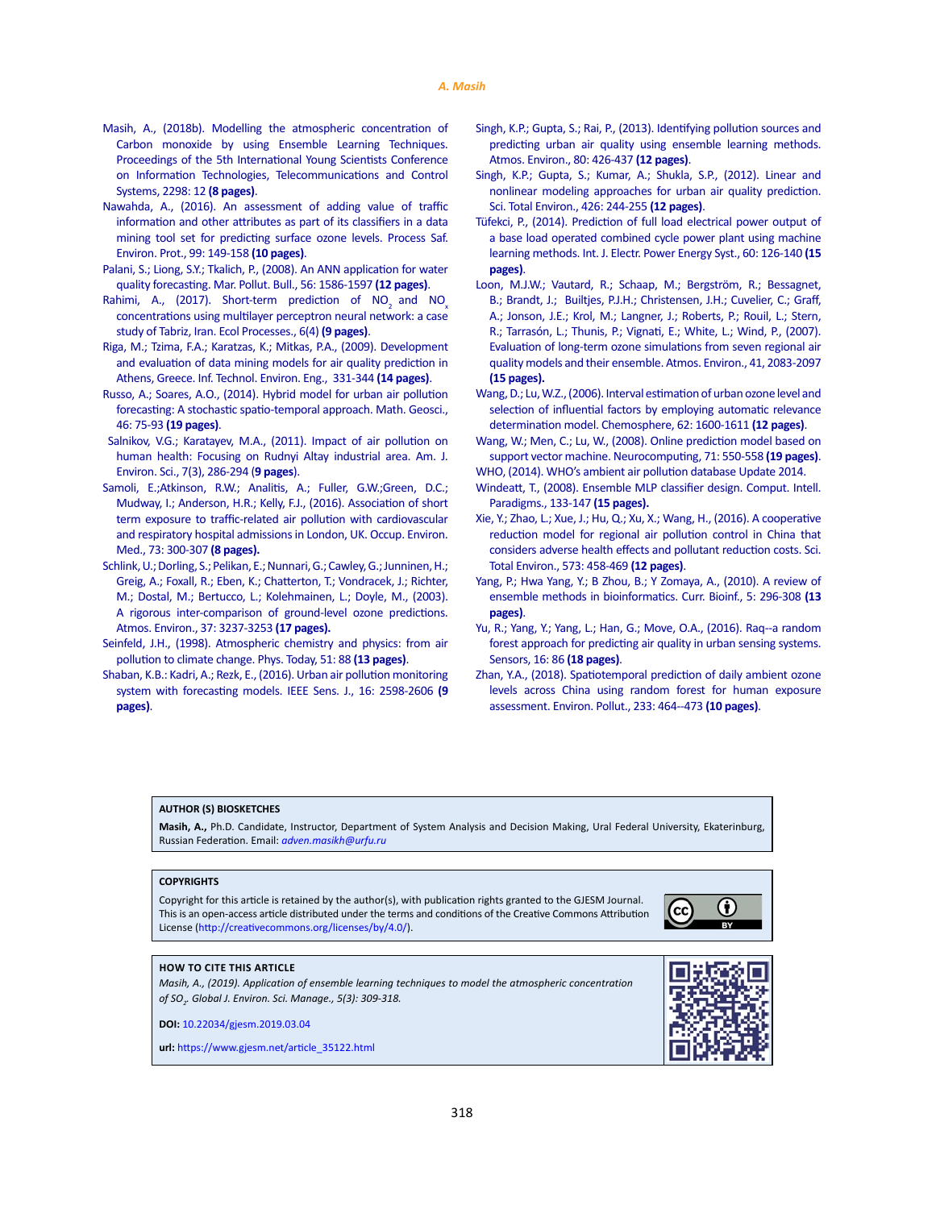Masih, A., (2018b). Modelling the atmospheric concentration of Carbon monoxide by using Ensemble Learning Techniques. Proceedings of the 5th International Young Scientists Conference on Information Technologies, Telecommunications and Control Systems, 2298: 12 **(8 pages)**.

Nawahda, A., (2016). An assessment of adding value of traffic information and other attributes as part of its classifiers in a data mining tool set for predicting surface ozone levels. Process Saf. Environ. Prot., 99: 149-158 **(10 pages)**.

Palani, S.; Liong, S.Y.; Tkalich, P., (2008). An ANN application for water quality forecasting. Mar. Pollut. Bull., 56: 1586-1597 **(12 pages)**.

Rahimi, A., (2017). Short-term prediction of $NO_2$ and $NO_x$ concentrations using multilayer perceptron neural network: a case study of Tabriz, Iran. Ecol Processes., 6(4) **(9 pages)**.

Riga, M.; Tzima, F.A.; Karatzas, K.; Mitkas, P.A., (2009). Development and evaluation of data mining models for air quality prediction in Athens, Greece. Inf. Technol. Environ. Eng., 331-344 **(14 pages)**.

Russo, A.; Soares, A.O., (2014). Hybrid model for urban air pollution forecasting: A stochastic spatio-temporal approach. Math. Geosci., 46: 75-93 **(19 pages)**.

Salnikov, V.G.; Karatayev, M.A., (2011). Impact of air pollution on human health: Focusing on Rudnyi Altay industrial area. Am. J. Environ. Sci., 7(3), 286-294 (**9 pages**).

Samoli, E.;Atkinson, R.W.; Analitis, A.; Fuller, G.W.;Green, D.C.; Mudway, I.; Anderson, H.R.; Kelly, F.J., (2016). Association of short term exposure to traffic-related air pollution with cardiovascular and respiratory hospital admissions in London, UK. Occup. Environ. Med., 73: 300-307 **(8 pages).**

Schlink, U.; Dorling, S.; Pelikan, E.; Nunnari, G.; Cawley, G.; Junninen, H.; Greig, A.; Foxall, R.; Eben, K.; Chatterton, T.; Vondracek, J.; Richter, M.; Dostal, M.; Bertucco, L.; Kolehmainen, L.; Doyle, M., (2003). A rigorous inter-comparison of ground-level ozone predictions. Atmos. Environ., 37: 3237-3253 **(17 pages).**

Seinfeld, J.H., (1998). Atmospheric chemistry and physics: from air pollution to climate change. Phys. Today, 51: 88 **(13 pages)**.

Shaban, K.B.: Kadri, A.; Rezk, E., (2016). Urban air pollution monitoring system with forecasting models. IEEE Sens. J., 16: 2598-2606 **(9 pages)**.

Singh, K.P.; Gupta, S.; Rai, P., (2013). Identifying pollution sources and predicting urban air quality using ensemble learning methods. Atmos. Environ., 80: 426-437 **(12 pages)**.

Singh, K.P.; Gupta, S.; Kumar, A.; Shukla, S.P., (2012). Linear and nonlinear modeling approaches for urban air quality prediction. Sci. Total Environ., 426: 244-255 **(12 pages)**.

Tüfekci, P., (2014). Prediction of full load electrical power output of a base load operated combined cycle power plant using machine learning methods. Int. J. Electr. Power Energy Syst., 60: 126-140 **(15 pages)**.

Loon, M.J.W.; Vautard, R.; Schaap, M.; Bergström, R.; Bessagnet, B.; Brandt, J.; Builtjes, P.J.H.; Christensen, J.H.; Cuvelier, C.; Graff, A.; Jonson, J.E.; Krol, M.; Langner, J.; Roberts, P.; Rouil, L.; Stern, R.; Tarrasón, L.; Thunis, P.; Vignati, E.; White, L.; Wind, P., (2007). Evaluation of long-term ozone simulations from seven regional air quality models and their ensemble. Atmos. Environ., 41, 2083-2097 **(15 pages).**

Wang, D.; Lu, W.Z., (2006). Interval estimation of urban ozone level and selection of influential factors by employing automatic relevance determination model. Chemosphere, 62: 1600-1611 **(12 pages)**.

Wang, W.; Men, C.; Lu, W., (2008). Online prediction model based on support vector machine. Neurocomputing, 71: 550-558 **(19 pages)**.

WHO, (2014). WHO's ambient air pollution database Update 2014.

Windeatt, T., (2008). Ensemble MLP classifier design. Comput. Intell. Paradigms., 133-147 **(15 pages).**

Xie, Y.; Zhao, L.; Xue, J.; Hu, Q.; Xu, X.; Wang, H., (2016). A cooperative reduction model for regional air pollution control in China that considers adverse health effects and pollutant reduction costs. Sci. Total Environ., 573: 458-469 **(12 pages)**.

Yang, P.; Hwa Yang, Y.; B Zhou, B.; Y Zomaya, A., (2010). A review of ensemble methods in bioinformatics. Curr. Bioinf., 5: 296-308 **(13 pages)**.

Yu, R.; Yang, Y.; Yang, L.; Han, G.; Move, O.A., (2016). Raq--a random forest approach for predicting air quality in urban sensing systems. Sensors, 16: 86 **(18 pages)**.

Zhan, Y.A., (2018). Spatiotemporal prediction of daily ambient ozone levels across China using random forest for human exposure assessment. Environ. Pollut., 233: 464--473 **(10 pages)**.

**AUTHOR (S) BIOSKETCHES**

**Masih, A.,** Ph.D. Candidate, Instructor, Department of System Analysis and Decision Making, Ural Federal University, Ekaterinburg, Russian Federation. Email: *adven.masikh@urfu.ru*

**COPYRIGHTS**

Copyright for this article is retained by the author(s), with publication rights granted to the GJESM Journal. This is an open-access article distributed under the terms and conditions of the Creative Commons Attribution License (http://creativecommons.org/licenses/by/4.0/).

**HOW TO CITE THIS ARTICLE**

*Masih, A., (2019). Application of ensemble learning techniques to model the atmospheric concentration of $SO_2$. Global J. Environ. Sci. Manage., 5(3): 309-318.*

**DOI:** 10.22034/gjesm.2019.03.04

**url:** https://www.gjesm.net/article_35122.html